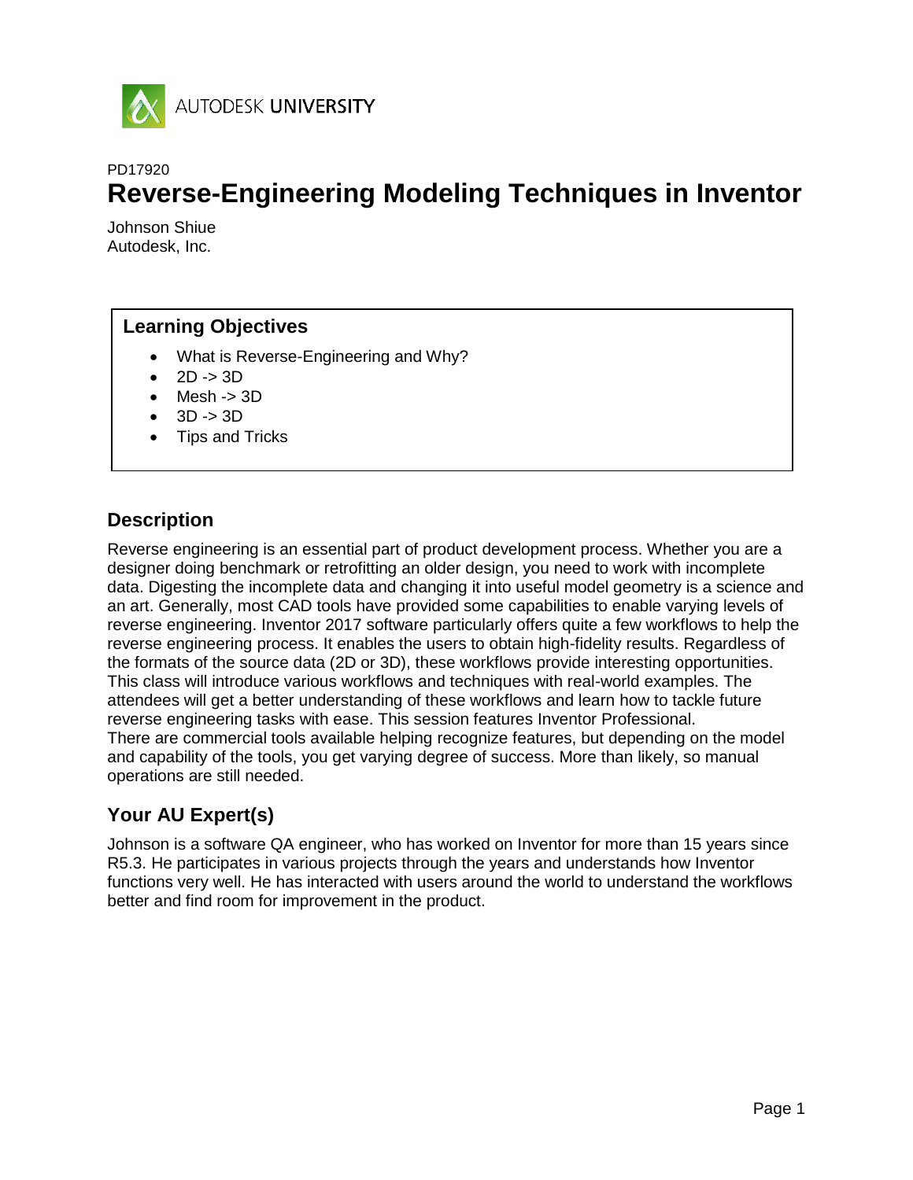AUTODESK UNIVERSITY

PD17920

# Reverse-Engineering Modeling Techniques in Inventor

Johnson Shiue
Autodesk, Inc.

## Learning Objectives

- What is Reverse-Engineering and Why?
- 2D -> 3D
- Mesh -> 3D
- 3D -> 3D
- Tips and Tricks

## Description

Reverse engineering is an essential part of product development process. Whether you are a designer doing benchmark or retrofitting an older design, you need to work with incomplete data. Digesting the incomplete data and changing it into useful model geometry is a science and an art. Generally, most CAD tools have provided some capabilities to enable varying levels of reverse engineering. Inventor 2017 software particularly offers quite a few workflows to help the reverse engineering process. It enables the users to obtain high-fidelity results. Regardless of the formats of the source data (2D or 3D), these workflows provide interesting opportunities. This class will introduce various workflows and techniques with real-world examples. The attendees will get a better understanding of these workflows and learn how to tackle future reverse engineering tasks with ease. This session features Inventor Professional.
There are commercial tools available helping recognize features, but depending on the model and capability of the tools, you get varying degree of success. More than likely, so manual operations are still needed.

## Your AU Expert(s)

Johnson is a software QA engineer, who has worked on Inventor for more than 15 years since R5.3. He participates in various projects through the years and understands how Inventor functions very well. He has interacted with users around the world to understand the workflows better and find room for improvement in the product.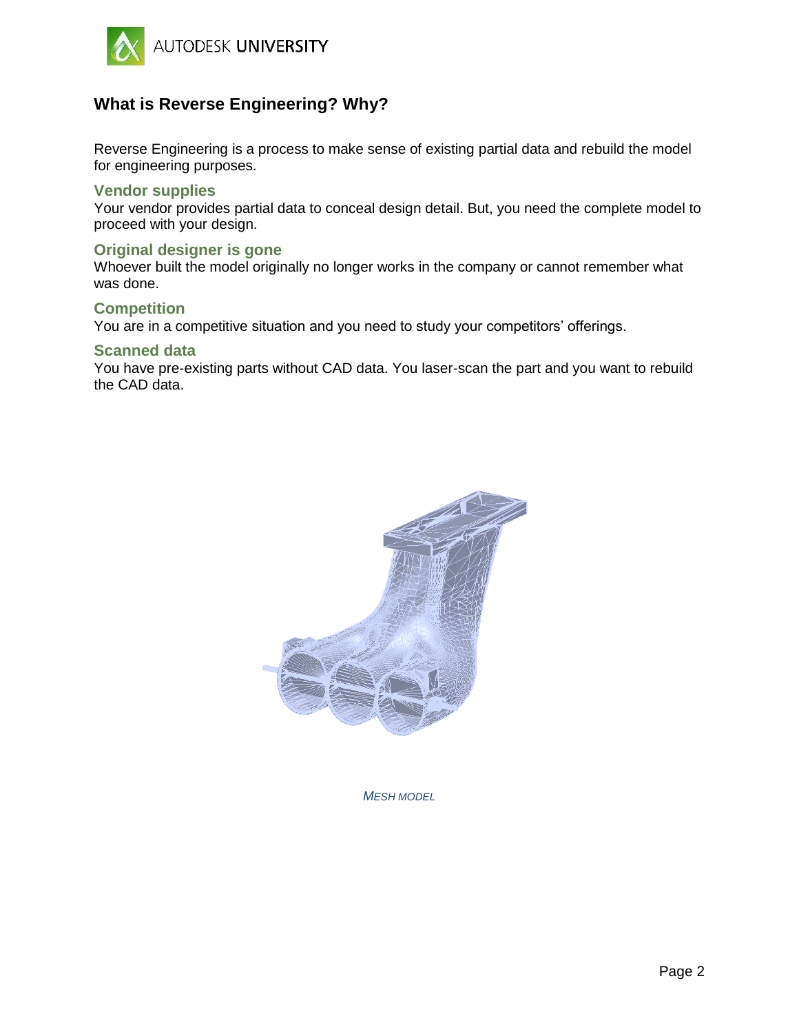## What is Reverse Engineering? Why?

Reverse Engineering is a process to make sense of existing partial data and rebuild the model for engineering purposes.

### Vendor supplies

Your vendor provides partial data to conceal design detail. But, you need the complete model to proceed with your design.

### Original designer is gone

Whoever built the model originally no longer works in the company or cannot remember what was done.

### Competition

You are in a competitive situation and you need to study your competitors' offerings.

### Scanned data

You have pre-existing parts without CAD data. You laser-scan the part and you want to rebuild the CAD data.

*MESH MODEL*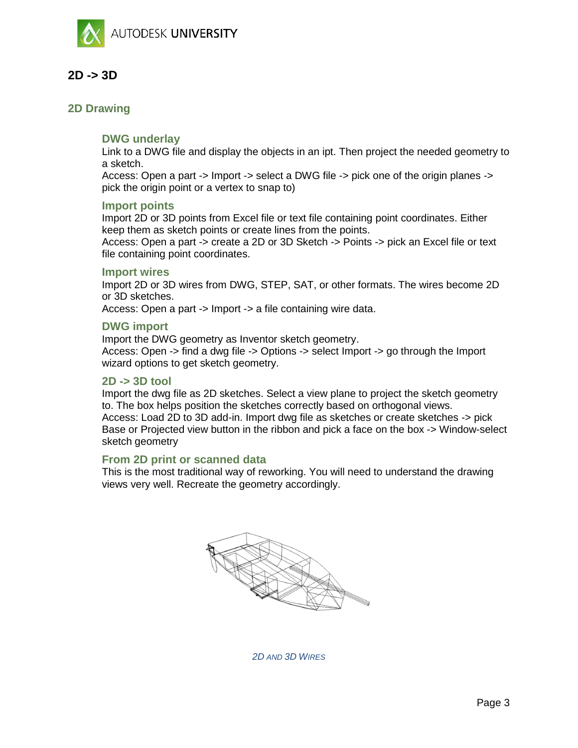## 2D -> 3D

### 2D Drawing

#### DWG underlay

Link to a DWG file and display the objects in an ipt. Then project the needed geometry to a sketch.
Access: Open a part -> Import -> select a DWG file -> pick one of the origin planes -> pick the origin point or a vertex to snap to)

#### Import points

Import 2D or 3D points from Excel file or text file containing point coordinates. Either keep them as sketch points or create lines from the points.
Access: Open a part -> create a 2D or 3D Sketch -> Points -> pick an Excel file or text file containing point coordinates.

#### Import wires

Import 2D or 3D wires from DWG, STEP, SAT, or other formats. The wires become 2D or 3D sketches.
Access: Open a part -> Import -> a file containing wire data.

#### DWG import

Import the DWG geometry as Inventor sketch geometry.
Access: Open -> find a dwg file -> Options -> select Import -> go through the Import wizard options to get sketch geometry.

#### 2D -> 3D tool

Import the dwg file as 2D sketches. Select a view plane to project the sketch geometry to. The box helps position the sketches correctly based on orthogonal views.
Access: Load 2D to 3D add-in. Import dwg file as sketches or create sketches -> pick Base or Projected view button in the ribbon and pick a face on the box -> Window-select sketch geometry

#### From 2D print or scanned data

This is the most traditional way of reworking. You will need to understand the drawing views very well. Recreate the geometry accordingly.

*2D and 3D Wires*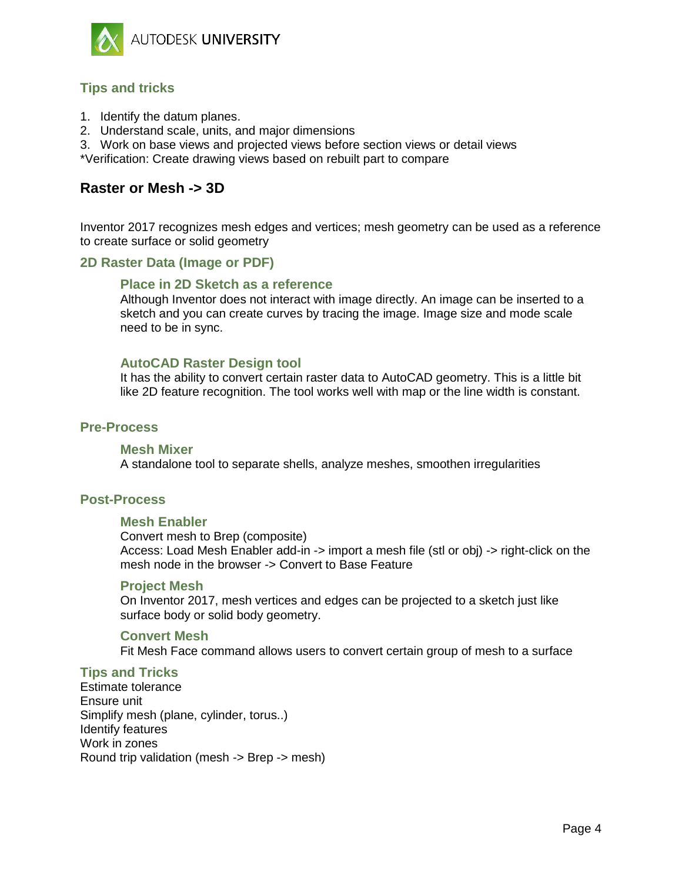### Tips and tricks

1. Identify the datum planes.
2. Understand scale, units, and major dimensions
3. Work on base views and projected views before section views or detail views

*Verification: Create drawing views based on rebuilt part to compare

## Raster or Mesh -> 3D

Inventor 2017 recognizes mesh edges and vertices; mesh geometry can be used as a reference to create surface or solid geometry

### 2D Raster Data (Image or PDF)

#### Place in 2D Sketch as a reference

Although Inventor does not interact with image directly. An image can be inserted to a sketch and you can create curves by tracing the image. Image size and mode scale need to be in sync.

#### AutoCAD Raster Design tool

It has the ability to convert certain raster data to AutoCAD geometry. This is a little bit like 2D feature recognition. The tool works well with map or the line width is constant.

### Pre-Process

#### Mesh Mixer

A standalone tool to separate shells, analyze meshes, smoothen irregularities

### Post-Process

#### Mesh Enabler

Convert mesh to Brep (composite)
Access: Load Mesh Enabler add-in -> import a mesh file (stl or obj) -> right-click on the mesh node in the browser -> Convert to Base Feature

#### Project Mesh

On Inventor 2017, mesh vertices and edges can be projected to a sketch just like surface body or solid body geometry.

#### Convert Mesh

Fit Mesh Face command allows users to convert certain group of mesh to a surface

### Tips and Tricks

Estimate tolerance
Ensure unit
Simplify mesh (plane, cylinder, torus..)
Identify features
Work in zones
Round trip validation (mesh -> Brep -> mesh)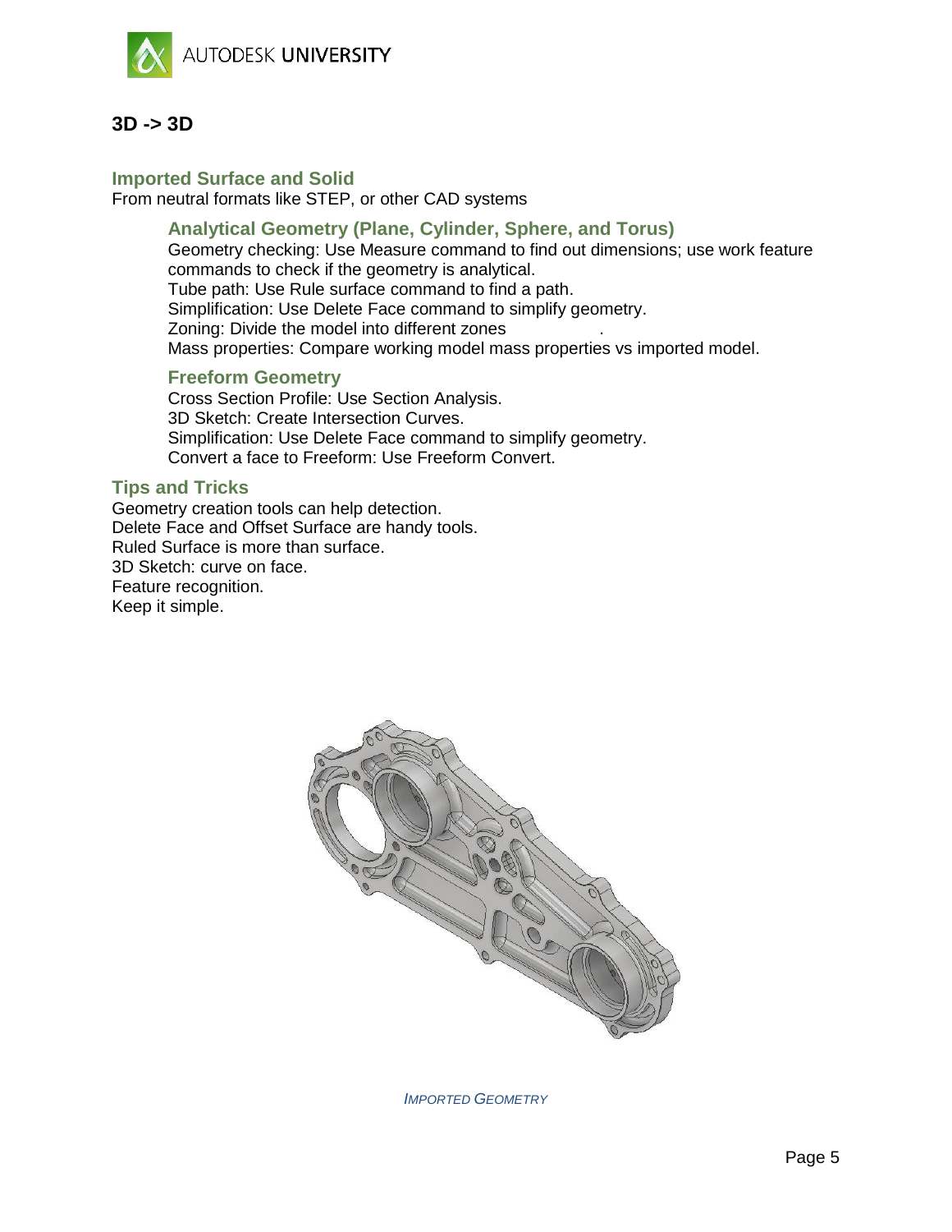## 3D -> 3D

### Imported Surface and Solid

From neutral formats like STEP, or other CAD systems

#### Analytical Geometry (Plane, Cylinder, Sphere, and Torus)

Geometry checking: Use Measure command to find out dimensions; use work feature commands to check if the geometry is analytical.
Tube path: Use Rule surface command to find a path.
Simplification: Use Delete Face command to simplify geometry.
Zoning: Divide the model into different zones .
Mass properties: Compare working model mass properties vs imported model.

#### Freeform Geometry

Cross Section Profile: Use Section Analysis.
3D Sketch: Create Intersection Curves.
Simplification: Use Delete Face command to simplify geometry.
Convert a face to Freeform: Use Freeform Convert.

### Tips and Tricks

Geometry creation tools can help detection.
Delete Face and Offset Surface are handy tools.
Ruled Surface is more than surface.
3D Sketch: curve on face.
Feature recognition.
Keep it simple.

*IMPORTED GEOMETRY*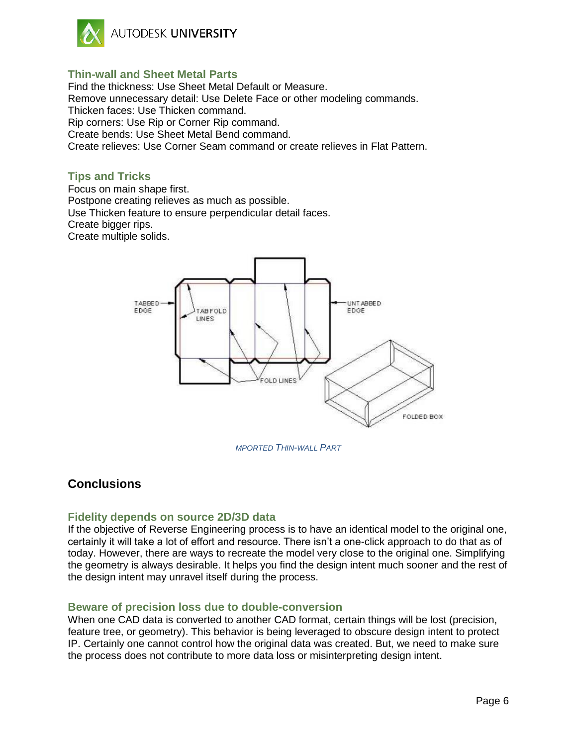### Thin-wall and Sheet Metal Parts

Find the thickness: Use Sheet Metal Default or Measure.
Remove unnecessary detail: Use Delete Face or other modeling commands.
Thicken faces: Use Thicken command.
Rip corners: Use Rip or Corner Rip command.
Create bends: Use Sheet Metal Bend command.
Create relieves: Use Corner Seam command or create relieves in Flat Pattern.

### Tips and Tricks

Focus on main shape first.
Postpone creating relieves as much as possible.
Use Thicken feature to ensure perpendicular detail faces.
Create bigger rips.
Create multiple solids.

*MPORTED THIN-WALL PART*

## Conclusions

### Fidelity depends on source 2D/3D data

If the objective of Reverse Engineering process is to have an identical model to the original one, certainly it will take a lot of effort and resource. There isn't a one-click approach to do that as of today. However, there are ways to recreate the model very close to the original one. Simplifying the geometry is always desirable. It helps you find the design intent much sooner and the rest of the design intent may unravel itself during the process.

### Beware of precision loss due to double-conversion

When one CAD data is converted to another CAD format, certain things will be lost (precision, feature tree, or geometry). This behavior is being leveraged to obscure design intent to protect IP. Certainly one cannot control how the original data was created. But, we need to make sure the process does not contribute to more data loss or misinterpreting design intent.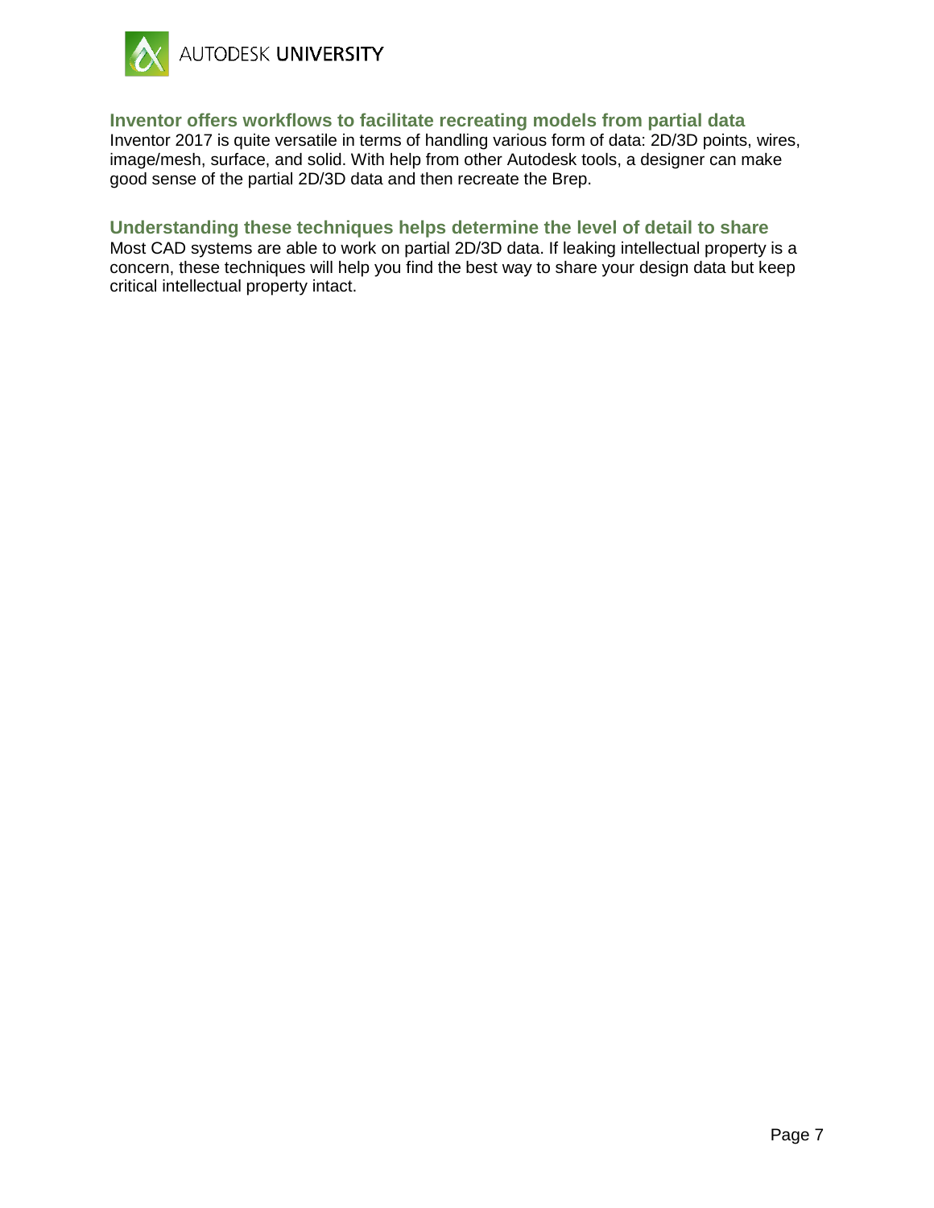## Inventor offers workflows to facilitate recreating models from partial data

Inventor 2017 is quite versatile in terms of handling various form of data: 2D/3D points, wires, image/mesh, surface, and solid. With help from other Autodesk tools, a designer can make good sense of the partial 2D/3D data and then recreate the Brep.

## Understanding these techniques helps determine the level of detail to share

Most CAD systems are able to work on partial 2D/3D data. If leaking intellectual property is a concern, these techniques will help you find the best way to share your design data but keep critical intellectual property intact.